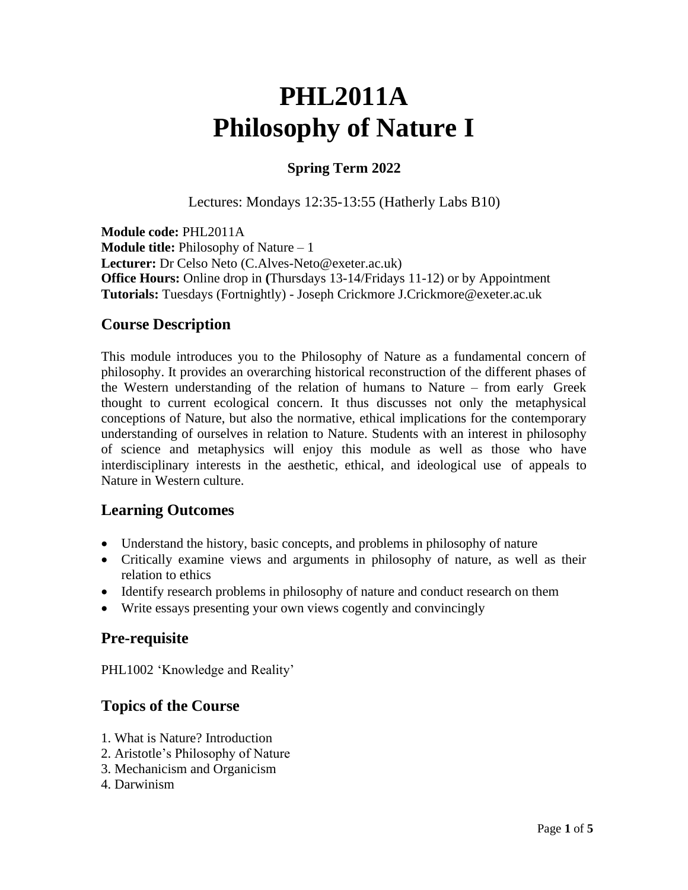# PHL2011A
# Philosophy of Nature I

**Spring Term 2022**

Lectures: Mondays 12:35-13:55 (Hatherly Labs B10)

**Module code:** PHL2011A
**Module title:** Philosophy of Nature – 1
**Lecturer:** Dr Celso Neto (C.Alves-Neto@exeter.ac.uk)
**Office Hours:** Online drop in **(**Thursdays 13-14/Fridays 11-12) or by Appointment
**Tutorials:** Tuesdays (Fortnightly) - Joseph Crickmore J.Crickmore@exeter.ac.uk

## Course Description

This module introduces you to the Philosophy of Nature as a fundamental concern of philosophy. It provides an overarching historical reconstruction of the different phases of the Western understanding of the relation of humans to Nature – from early Greek thought to current ecological concern. It thus discusses not only the metaphysical conceptions of Nature, but also the normative, ethical implications for the contemporary understanding of ourselves in relation to Nature. Students with an interest in philosophy of science and metaphysics will enjoy this module as well as those who have interdisciplinary interests in the aesthetic, ethical, and ideological use of appeals to Nature in Western culture.

## Learning Outcomes

- Understand the history, basic concepts, and problems in philosophy of nature
- Critically examine views and arguments in philosophy of nature, as well as their relation to ethics
- Identify research problems in philosophy of nature and conduct research on them
- Write essays presenting your own views cogently and convincingly

## Pre-requisite

PHL1002 'Knowledge and Reality'

## Topics of the Course

1. What is Nature? Introduction
2. Aristotle's Philosophy of Nature
3. Mechanicism and Organicism
4. Darwinism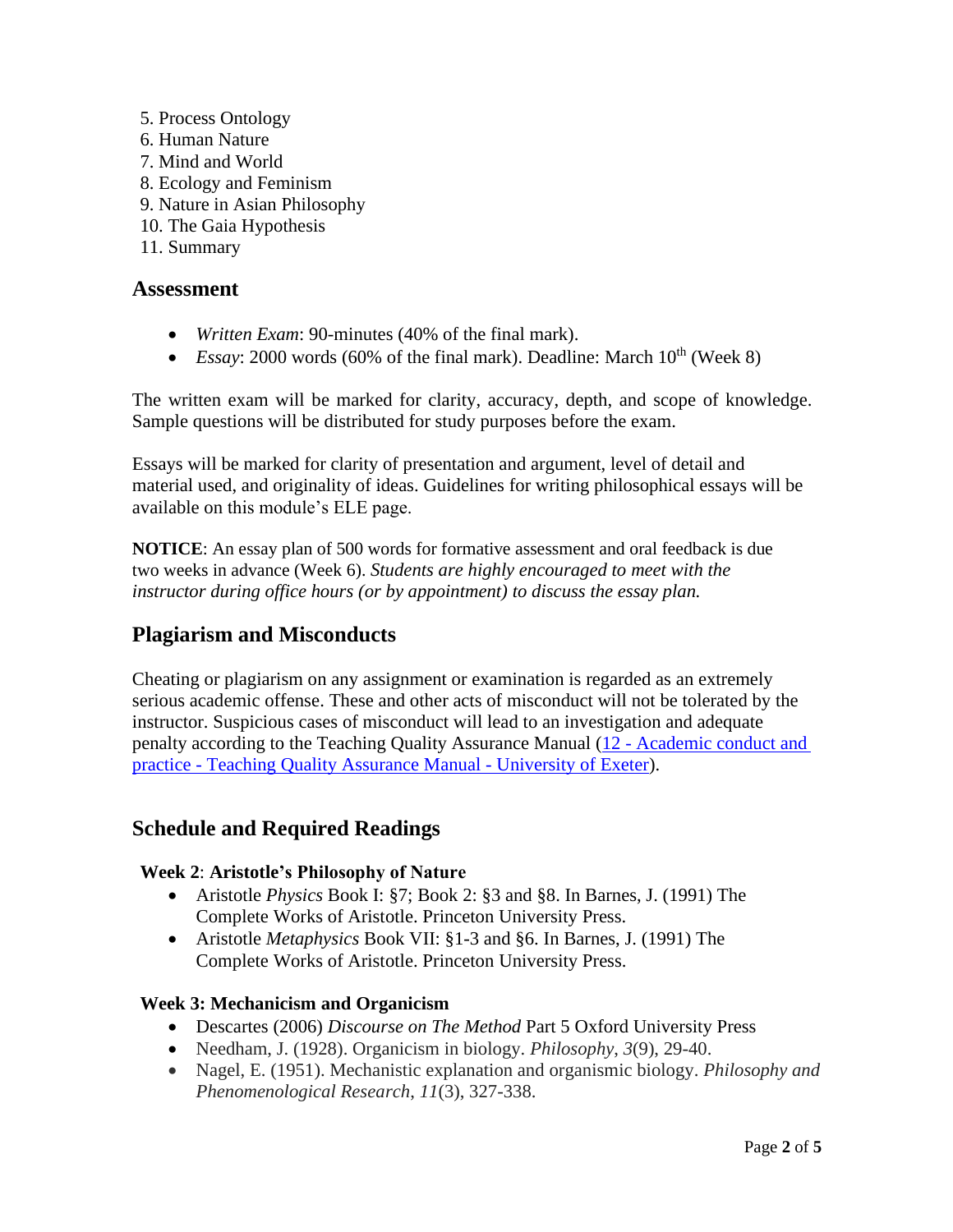5. Process Ontology
6. Human Nature
7. Mind and World
8. Ecology and Feminism
9. Nature in Asian Philosophy
10. The Gaia Hypothesis
11. Summary

## Assessment

- *Written Exam*: 90-minutes (40% of the final mark).
- *Essay*: 2000 words (60% of the final mark). Deadline: March 10th (Week 8)

The written exam will be marked for clarity, accuracy, depth, and scope of knowledge. Sample questions will be distributed for study purposes before the exam.

Essays will be marked for clarity of presentation and argument, level of detail and material used, and originality of ideas. Guidelines for writing philosophical essays will be available on this module's ELE page.

**NOTICE**: An essay plan of 500 words for formative assessment and oral feedback is due two weeks in advance (Week 6). *Students are highly encouraged to meet with the instructor during office hours (or by appointment) to discuss the essay plan.*

## Plagiarism and Misconducts

Cheating or plagiarism on any assignment or examination is regarded as an extremely serious academic offense. These and other acts of misconduct will not be tolerated by the instructor. Suspicious cases of misconduct will lead to an investigation and adequate penalty according to the Teaching Quality Assurance Manual (12 - Academic conduct and practice - Teaching Quality Assurance Manual - University of Exeter).

## Schedule and Required Readings

### Week 2: Aristotle's Philosophy of Nature

- Aristotle *Physics* Book I: §7; Book 2: §3 and §8. In Barnes, J. (1991) The Complete Works of Aristotle. Princeton University Press.
- Aristotle *Metaphysics* Book VII: §1-3 and §6. In Barnes, J. (1991) The Complete Works of Aristotle. Princeton University Press.

### Week 3: Mechanicism and Organicism

- Descartes (2006) *Discourse on The Method* Part 5 Oxford University Press
- Needham, J. (1928). Organicism in biology. *Philosophy*, *3*(9), 29-40.
- Nagel, E. (1951). Mechanistic explanation and organismic biology. *Philosophy and Phenomenological Research*, *11*(3), 327-338.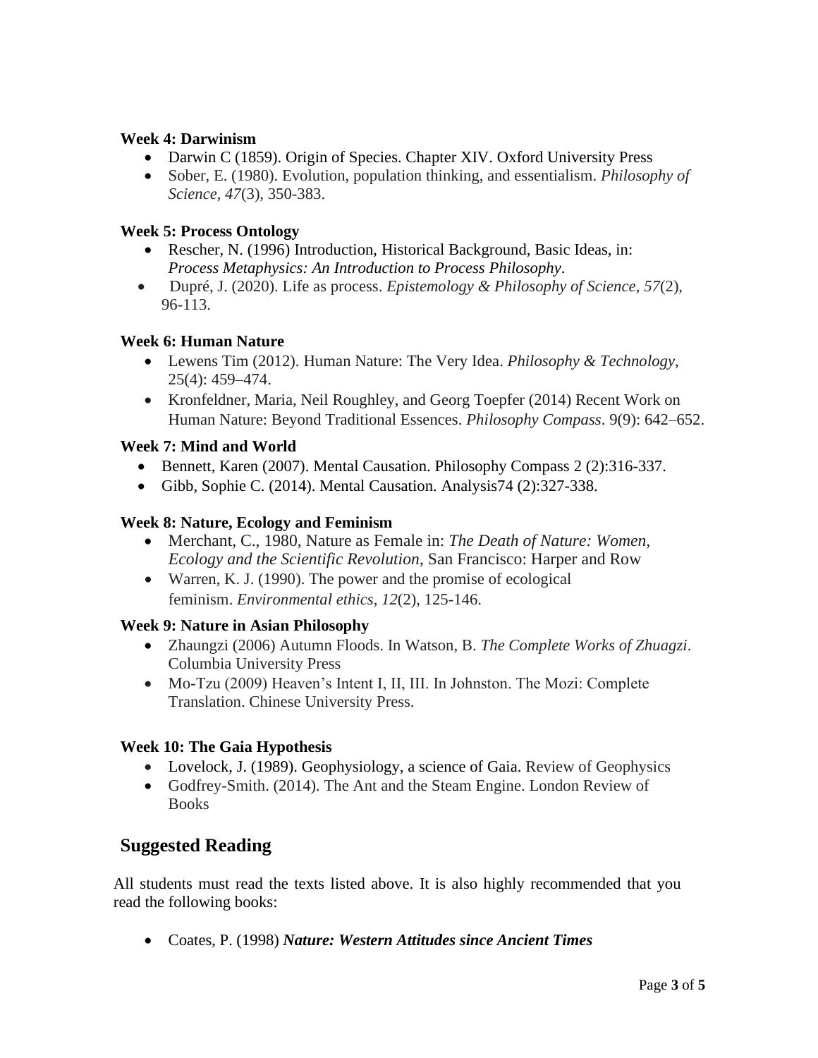**Week 4: Darwinism**

- Darwin C (1859). Origin of Species. Chapter XIV. Oxford University Press
- Sober, E. (1980). Evolution, population thinking, and essentialism. *Philosophy of Science*, *47*(3), 350-383.

**Week 5: Process Ontology**

- Rescher, N. (1996) Introduction, Historical Background, Basic Ideas, in: *Process Metaphysics: An Introduction to Process Philosophy*.
- Dupré, J. (2020). Life as process. *Epistemology & Philosophy of Science*, *57*(2), 96-113.

**Week 6: Human Nature**

- Lewens Tim (2012). Human Nature: The Very Idea. *Philosophy & Technology*, 25(4): 459–474.
- Kronfeldner, Maria, Neil Roughley, and Georg Toepfer (2014) Recent Work on Human Nature: Beyond Traditional Essences. *Philosophy Compass*. 9(9): 642–652.

**Week 7: Mind and World**

- Bennett, Karen (2007). Mental Causation. Philosophy Compass 2 (2):316-337.
- Gibb, Sophie C. (2014). Mental Causation. Analysis74 (2):327-338.

**Week 8: Nature, Ecology and Feminism**

- Merchant, C., 1980, Nature as Female in: *The Death of Nature: Women, Ecology and the Scientific Revolution*, San Francisco: Harper and Row
- Warren, K. J. (1990). The power and the promise of ecological feminism. *Environmental ethics*, *12*(2), 125-146.

**Week 9: Nature in Asian Philosophy**

- Zhaungzi (2006) Autumn Floods. In Watson, B. *The Complete Works of Zhuagzi*. Columbia University Press
- Mo-Tzu (2009) Heaven's Intent I, II, III. In Johnston. The Mozi: Complete Translation. Chinese University Press.

**Week 10: The Gaia Hypothesis**

- Lovelock, J. (1989). Geophysiology, a science of Gaia. Review of Geophysics
- Godfrey-Smith. (2014). The Ant and the Steam Engine. London Review of Books

## Suggested Reading

All students must read the texts listed above. It is also highly recommended that you read the following books:

- Coates, P. (1998) ***Nature: Western Attitudes since Ancient Times***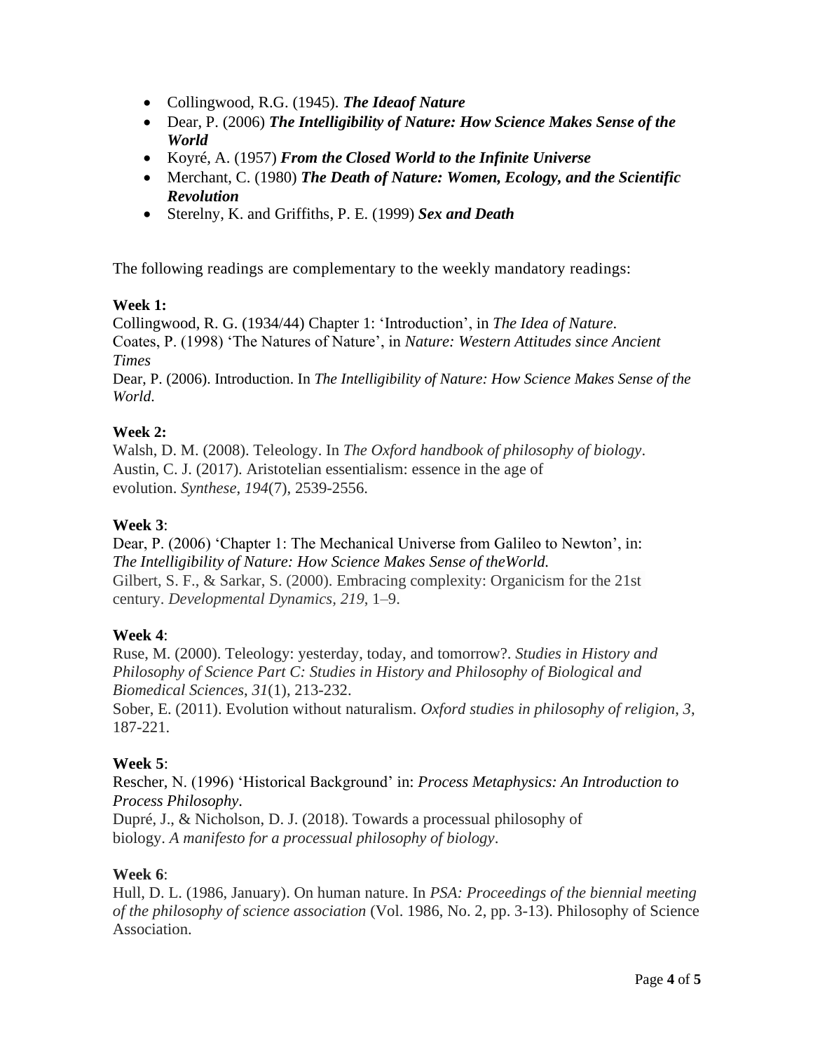- Collingwood, R.G. (1945). ***The Ideaof Nature***
- Dear, P. (2006) ***The Intelligibility of Nature: How Science Makes Sense of the World***
- Koyré, A. (1957) ***From the Closed World to the Infinite Universe***
- Merchant, C. (1980) ***The Death of Nature: Women, Ecology, and the Scientific Revolution***
- Sterelny, K. and Griffiths, P. E. (1999) ***Sex and Death***

The following readings are complementary to the weekly mandatory readings:

**Week 1:**

Collingwood, R. G. (1934/44) Chapter 1: 'Introduction', in *The Idea of Nature*.
Coates, P. (1998) 'The Natures of Nature', in *Nature: Western Attitudes since Ancient Times*
Dear, P. (2006). Introduction. In *The Intelligibility of Nature: How Science Makes Sense of the World*.

**Week 2:**

Walsh, D. M. (2008). Teleology. In *The Oxford handbook of philosophy of biology*.
Austin, C. J. (2017). Aristotelian essentialism: essence in the age of evolution. *Synthese*, *194*(7), 2539-2556.

**Week 3**:

Dear, P. (2006) 'Chapter 1: The Mechanical Universe from Galileo to Newton', in: *The Intelligibility of Nature: How Science Makes Sense of theWorld.*
Gilbert, S. F., & Sarkar, S. (2000). Embracing complexity: Organicism for the 21st century. *Developmental Dynamics, 219*, 1–9.

**Week 4**:

Ruse, M. (2000). Teleology: yesterday, today, and tomorrow?. *Studies in History and Philosophy of Science Part C: Studies in History and Philosophy of Biological and Biomedical Sciences*, *31*(1), 213-232.
Sober, E. (2011). Evolution without naturalism. *Oxford studies in philosophy of religion*, *3*, 187-221.

**Week 5**:

Rescher, N. (1996) 'Historical Background' in: *Process Metaphysics: An Introduction to Process Philosophy*.
Dupré, J., & Nicholson, D. J. (2018). Towards a processual philosophy of biology. *A manifesto for a processual philosophy of biology*.

**Week 6**:

Hull, D. L. (1986, January). On human nature. In *PSA: Proceedings of the biennial meeting of the philosophy of science association* (Vol. 1986, No. 2, pp. 3-13). Philosophy of Science Association.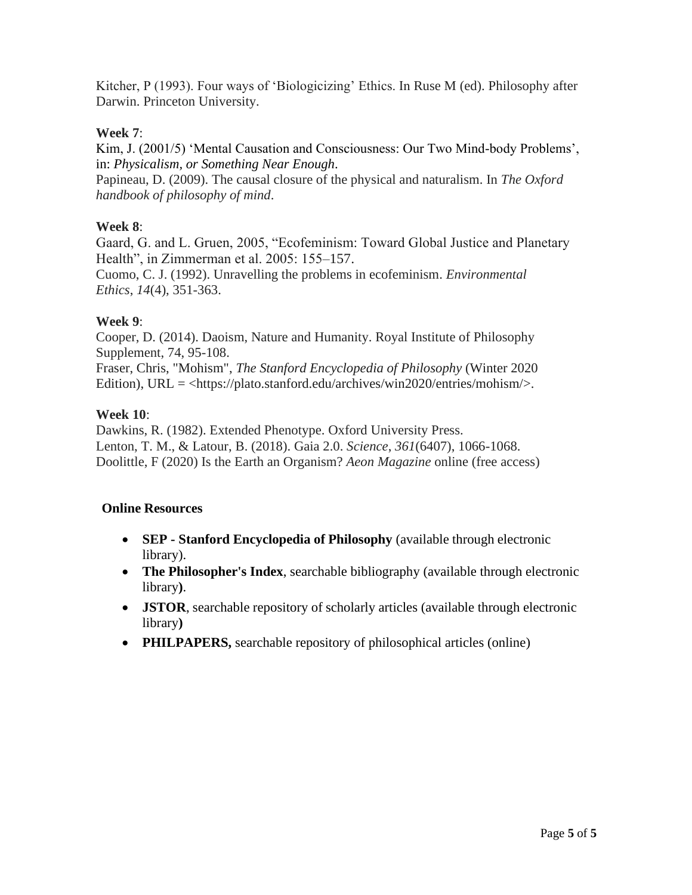Kitcher, P (1993). Four ways of 'Biologicizing' Ethics. In Ruse M (ed). Philosophy after Darwin. Princeton University.

**Week 7**:
Kim, J. (2001/5) 'Mental Causation and Consciousness: Our Two Mind-body Problems', in: *Physicalism, or Something Near Enough*.
Papineau, D. (2009). The causal closure of the physical and naturalism. In *The Oxford handbook of philosophy of mind*.

**Week 8**:
Gaard, G. and L. Gruen, 2005, "Ecofeminism: Toward Global Justice and Planetary Health", in Zimmerman et al. 2005: 155–157.
Cuomo, C. J. (1992). Unravelling the problems in ecofeminism. *Environmental Ethics*, *14*(4), 351-363.

**Week 9**:
Cooper, D. (2014). Daoism, Nature and Humanity. Royal Institute of Philosophy Supplement, 74, 95-108.
Fraser, Chris, "Mohism", *The Stanford Encyclopedia of Philosophy* (Winter 2020 Edition), URL = <https://plato.stanford.edu/archives/win2020/entries/mohism/>.

**Week 10**:
Dawkins, R. (1982). Extended Phenotype. Oxford University Press.
Lenton, T. M., & Latour, B. (2018). Gaia 2.0. *Science*, *361*(6407), 1066-1068.
Doolittle, F (2020) Is the Earth an Organism? *Aeon Magazine* online (free access)

**Online Resources**

- **SEP - Stanford Encyclopedia of Philosophy** (available through electronic library).
- **The Philosopher's Index**, searchable bibliography (available through electronic library**)**.
- **JSTOR**, searchable repository of scholarly articles (available through electronic library**)**
- **PHILPAPERS,** searchable repository of philosophical articles (online)